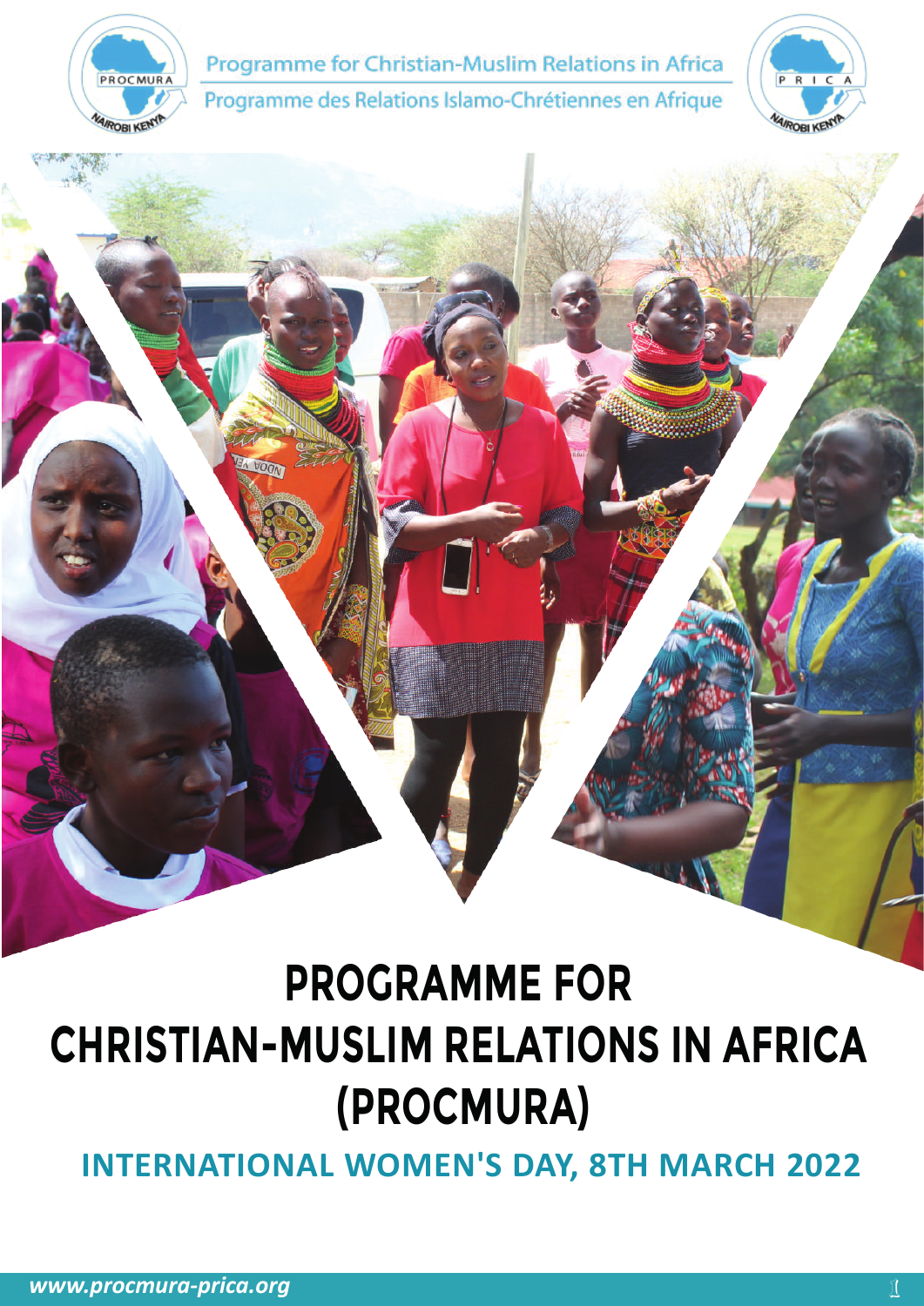Programme for Christian-Muslim Relations in Africa

Programme des Relations Islamo-Chrétiennes en Afrique

# PROGRAMME FOR CHRISTIAN-MUSLIM RELATIONS IN AFRICA (PROCMURA)

## INTERNATIONAL WOMEN'S DAY, 8TH MARCH 2022

*www.procmura-prica.org*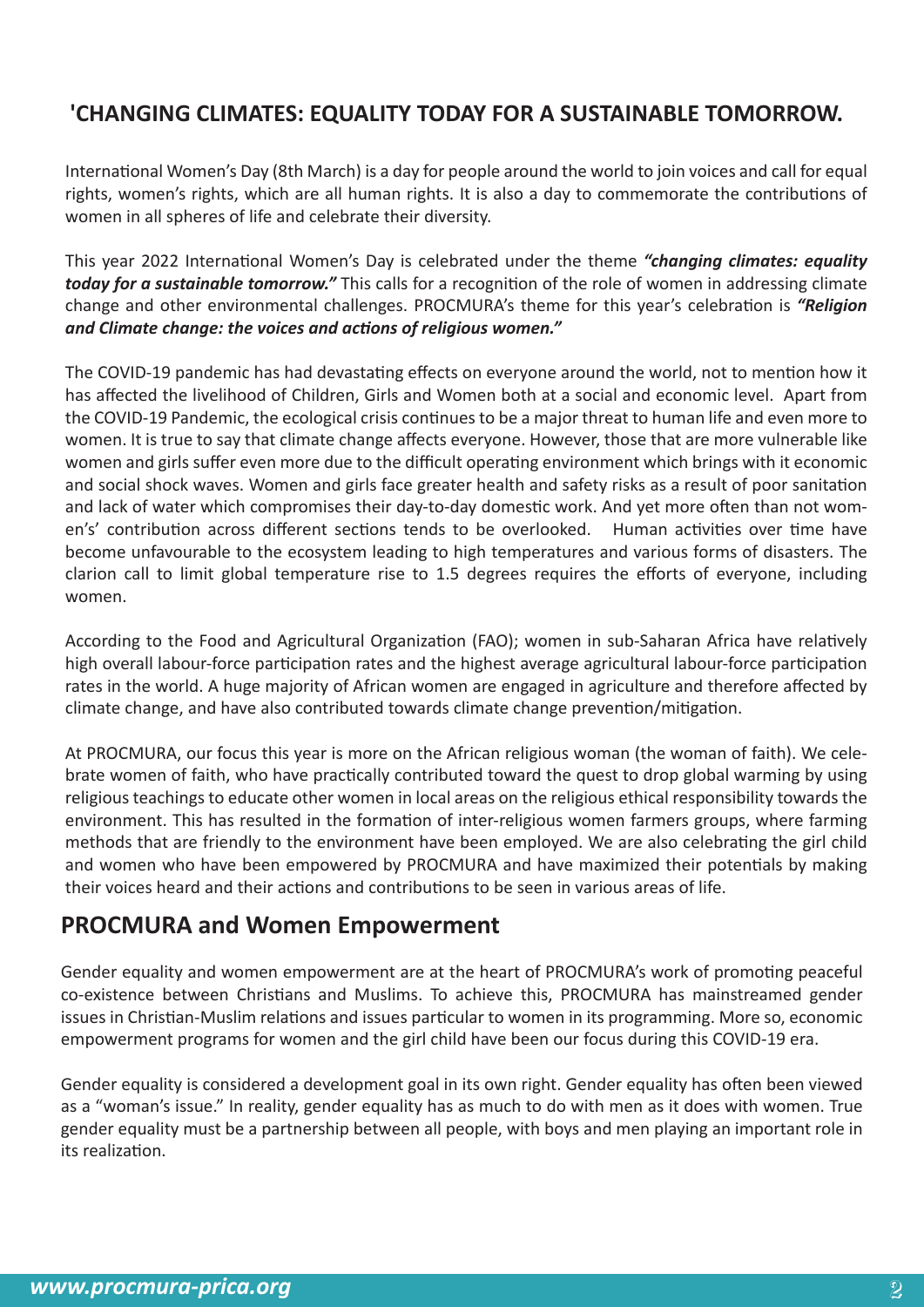## 'CHANGING CLIMATES: EQUALITY TODAY FOR A SUSTAINABLE TOMORROW.

International Women's Day (8th March) is a day for people around the world to join voices and call for equal rights, women's rights, which are all human rights. It is also a day to commemorate the contributions of women in all spheres of life and celebrate their diversity.

This year 2022 International Women's Day is celebrated under the theme ***"changing climates: equality today for a sustainable tomorrow."*** This calls for a recognition of the role of women in addressing climate change and other environmental challenges. PROCMURA's theme for this year's celebration is ***"Religion and Climate change: the voices and actions of religious women."***

The COVID-19 pandemic has had devastating effects on everyone around the world, not to mention how it has affected the livelihood of Children, Girls and Women both at a social and economic level. Apart from the COVID-19 Pandemic, the ecological crisis continues to be a major threat to human life and even more to women. It is true to say that climate change affects everyone. However, those that are more vulnerable like women and girls suffer even more due to the difficult operating environment which brings with it economic and social shock waves. Women and girls face greater health and safety risks as a result of poor sanitation and lack of water which compromises their day-to-day domestic work. And yet more often than not women's' contribution across different sections tends to be overlooked. Human activities over time have become unfavourable to the ecosystem leading to high temperatures and various forms of disasters. The clarion call to limit global temperature rise to 1.5 degrees requires the efforts of everyone, including women.

According to the Food and Agricultural Organization (FAO); women in sub-Saharan Africa have relatively high overall labour-force participation rates and the highest average agricultural labour-force participation rates in the world. A huge majority of African women are engaged in agriculture and therefore affected by climate change, and have also contributed towards climate change prevention/mitigation.

At PROCMURA, our focus this year is more on the African religious woman (the woman of faith). We celebrate women of faith, who have practically contributed toward the quest to drop global warming by using religious teachings to educate other women in local areas on the religious ethical responsibility towards the environment. This has resulted in the formation of inter-religious women farmers groups, where farming methods that are friendly to the environment have been employed. We are also celebrating the girl child and women who have been empowered by PROCMURA and have maximized their potentials by making their voices heard and their actions and contributions to be seen in various areas of life.

## PROCMURA and Women Empowerment

Gender equality and women empowerment are at the heart of PROCMURA's work of promoting peaceful co-existence between Christians and Muslims. To achieve this, PROCMURA has mainstreamed gender issues in Christian-Muslim relations and issues particular to women in its programming. More so, economic empowerment programs for women and the girl child have been our focus during this COVID-19 era.

Gender equality is considered a development goal in its own right. Gender equality has often been viewed as a "woman's issue." In reality, gender equality has as much to do with men as it does with women. True gender equality must be a partnership between all people, with boys and men playing an important role in its realization.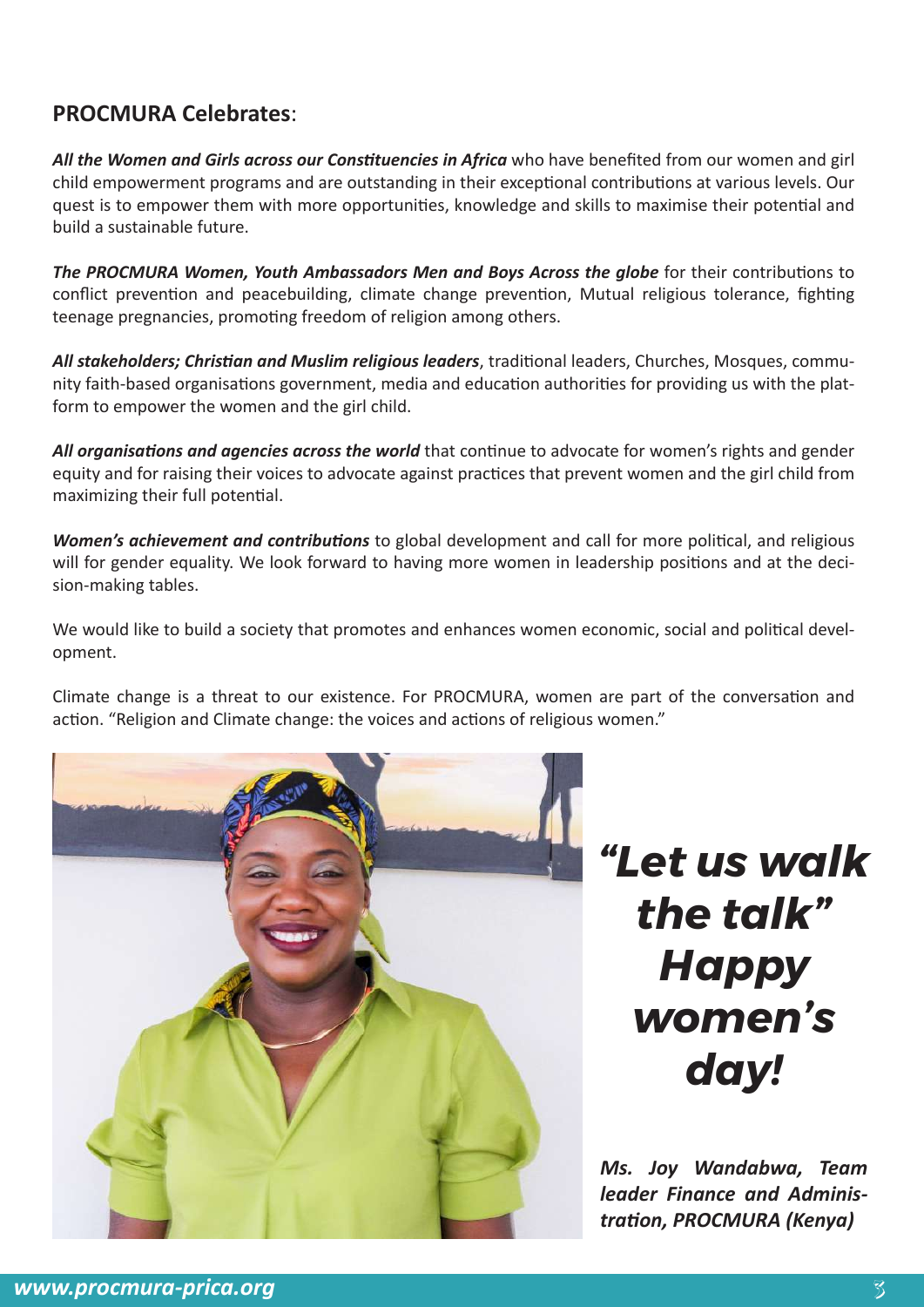## PROCMURA Celebrates:

***All the Women and Girls across our Constituencies in Africa*** who have benefited from our women and girl child empowerment programs and are outstanding in their exceptional contributions at various levels. Our quest is to empower them with more opportunities, knowledge and skills to maximise their potential and build a sustainable future.

***The PROCMURA Women, Youth Ambassadors Men and Boys Across the globe*** for their contributions to conflict prevention and peacebuilding, climate change prevention, Mutual religious tolerance, fighting teenage pregnancies, promoting freedom of religion among others.

***All stakeholders; Christian and Muslim religious leaders***, traditional leaders, Churches, Mosques, community faith-based organisations government, media and education authorities for providing us with the platform to empower the women and the girl child.

***All organisations and agencies across the world*** that continue to advocate for women's rights and gender equity and for raising their voices to advocate against practices that prevent women and the girl child from maximizing their full potential.

***Women's achievement and contributions*** to global development and call for more political, and religious will for gender equality. We look forward to having more women in leadership positions and at the decision-making tables.

We would like to build a society that promotes and enhances women economic, social and political development.

Climate change is a threat to our existence. For PROCMURA, women are part of the conversation and action. "Religion and Climate change: the voices and actions of religious women."

***"Let us walk the talk" Happy women's day!***

***Ms. Joy Wandabwa, Team leader Finance and Administration, PROCMURA (Kenya)***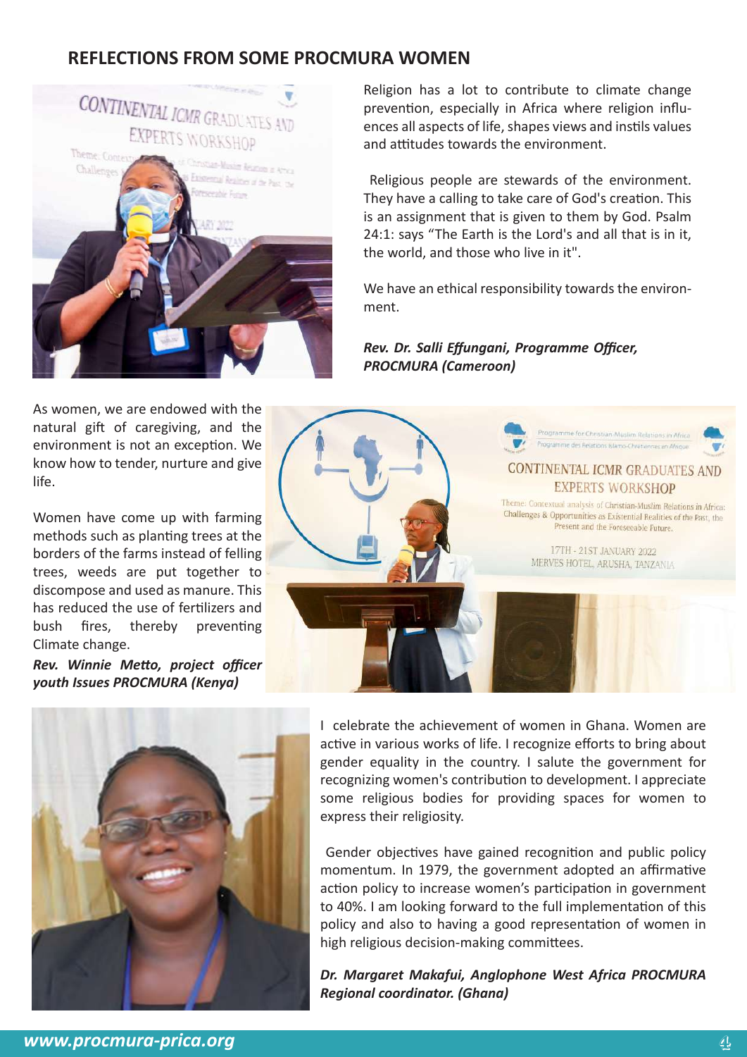## REFLECTIONS FROM SOME PROCMURA WOMEN

Religion has a lot to contribute to climate change prevention, especially in Africa where religion influences all aspects of life, shapes views and instils values and attitudes towards the environment.

Religious people are stewards of the environment. They have a calling to take care of God's creation. This is an assignment that is given to them by God. Psalm 24:1: says "The Earth is the Lord's and all that is in it, the world, and those who live in it".

We have an ethical responsibility towards the environment.

***Rev. Dr. Salli Effungani, Programme Officer, PROCMURA (Cameroon)***

As women, we are endowed with the natural gift of caregiving, and the environment is not an exception. We know how to tender, nurture and give life.

Women have come up with farming methods such as planting trees at the borders of the farms instead of felling trees, weeds are put together to discompose and used as manure. This has reduced the use of fertilizers and bush fires, thereby preventing Climate change.

***Rev. Winnie Metto, project officer youth Issues PROCMURA (Kenya)***

I celebrate the achievement of women in Ghana. Women are active in various works of life. I recognize efforts to bring about gender equality in the country. I salute the government for recognizing women's contribution to development. I appreciate some religious bodies for providing spaces for women to express their religiosity.

Gender objectives have gained recognition and public policy momentum. In 1979, the government adopted an affirmative action policy to increase women's participation in government to 40%. I am looking forward to the full implementation of this policy and also to having a good representation of women in high religious decision-making committees.

***Dr. Margaret Makafui, Anglophone West Africa PROCMURA Regional coordinator. (Ghana)***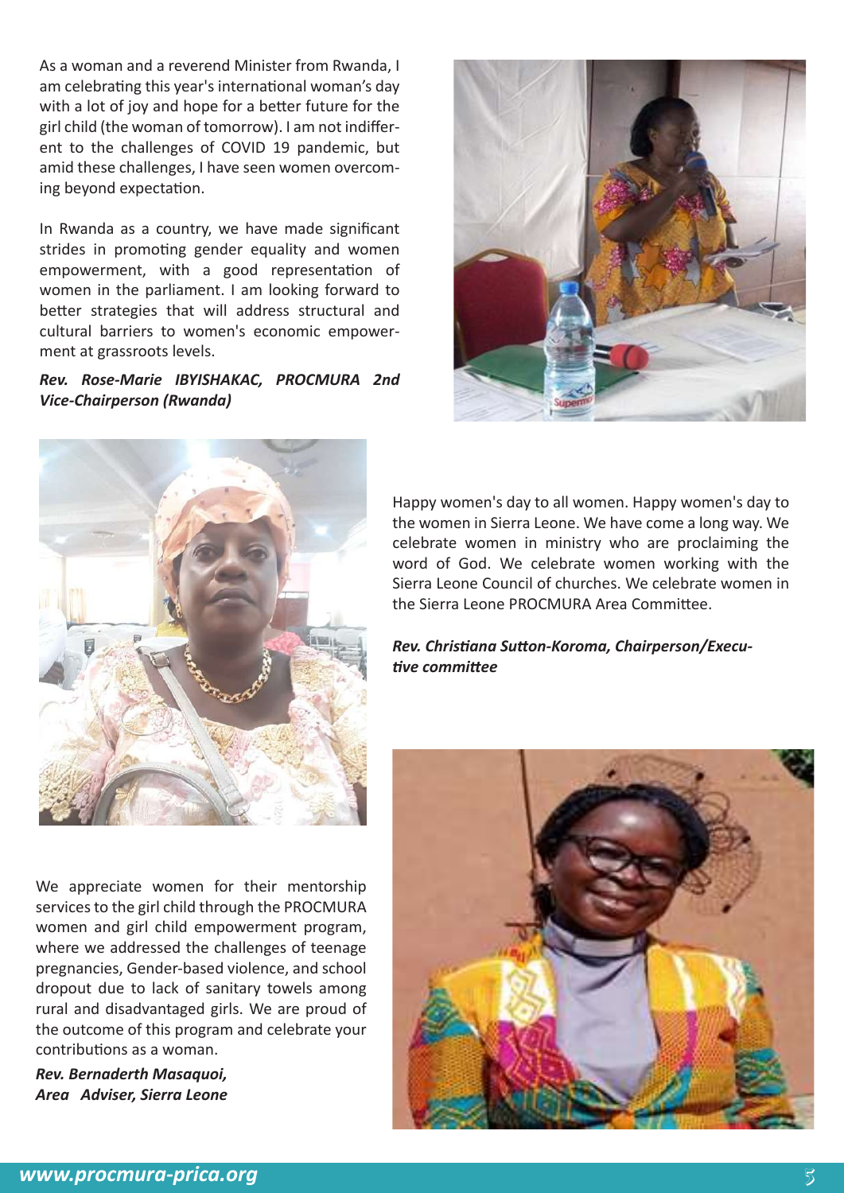As a woman and a reverend Minister from Rwanda, I am celebrating this year's international woman's day with a lot of joy and hope for a better future for the girl child (the woman of tomorrow). I am not indifferent to the challenges of COVID 19 pandemic, but amid these challenges, I have seen women overcoming beyond expectation.

In Rwanda as a country, we have made significant strides in promoting gender equality and women empowerment, with a good representation of women in the parliament. I am looking forward to better strategies that will address structural and cultural barriers to women's economic empowerment at grassroots levels.

***Rev. Rose-Marie IBYISHAKAC, PROCMURA 2nd Vice-Chairperson (Rwanda)***

Happy women's day to all women. Happy women's day to the women in Sierra Leone. We have come a long way. We celebrate women in ministry who are proclaiming the word of God. We celebrate women working with the Sierra Leone Council of churches. We celebrate women in the Sierra Leone PROCMURA Area Committee.

***Rev. Christiana Sutton-Koroma, Chairperson/Executive committee***

We appreciate women for their mentorship services to the girl child through the PROCMURA women and girl child empowerment program, where we addressed the challenges of teenage pregnancies, Gender-based violence, and school dropout due to lack of sanitary towels among rural and disadvantaged girls. We are proud of the outcome of this program and celebrate your contributions as a woman.

***Rev. Bernaderth Masaquoi,***
***Area Adviser, Sierra Leone***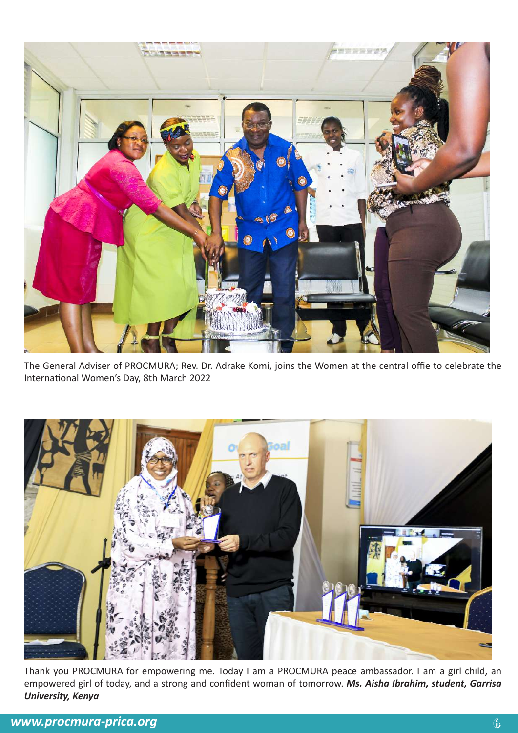The General Adviser of PROCMURA; Rev. Dr. Adrake Komi, joins the Women at the central offie to celebrate the International Women's Day, 8th March 2022

Thank you PROCMURA for empowering me. Today I am a PROCMURA peace ambassador. I am a girl child, an empowered girl of today, and a strong and confident woman of tomorrow. ***Ms. Aisha Ibrahim, student, Garrisa University, Kenya***

***www.procmura-prica.org***